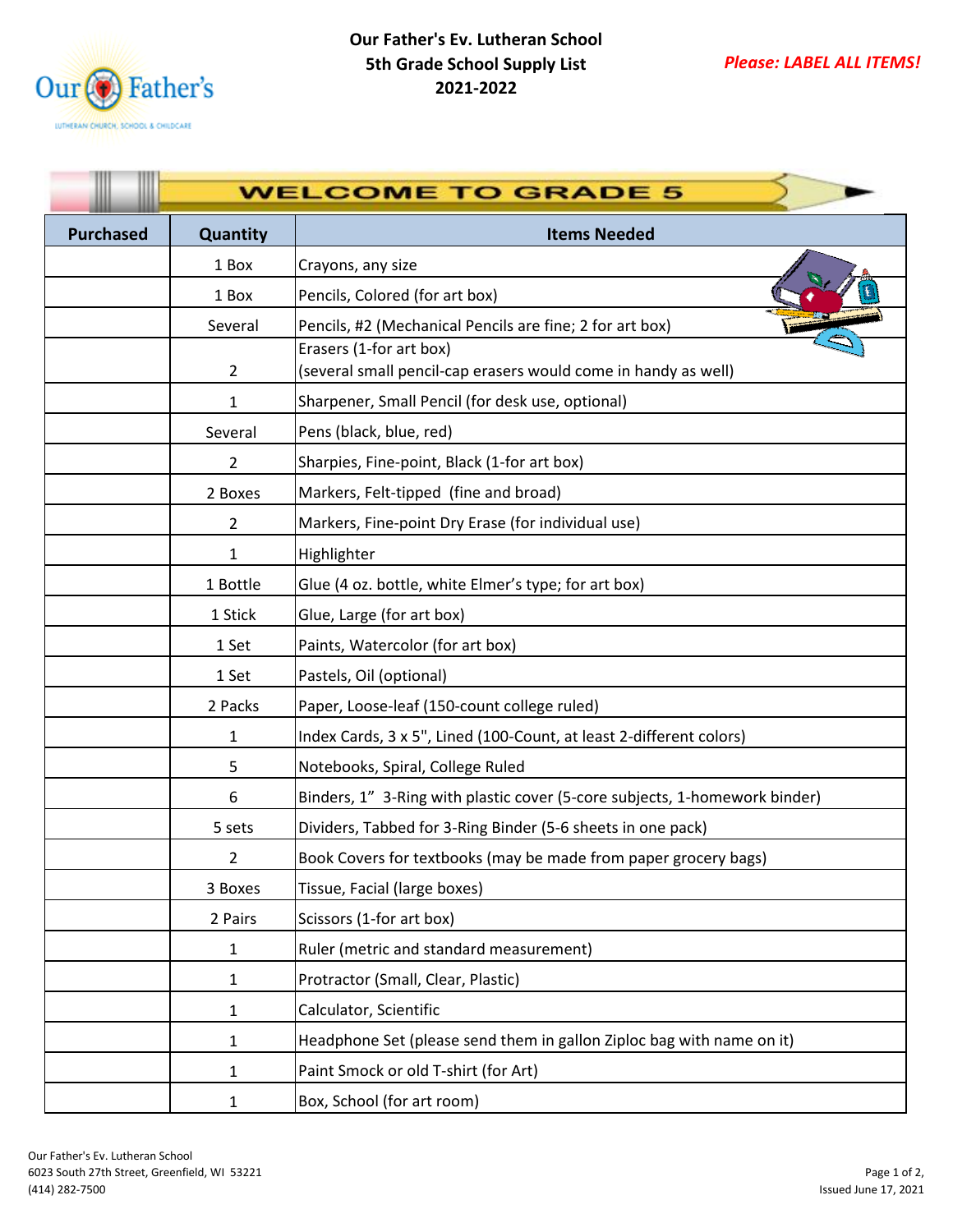# Our Father's Ev. Lutheran School
## 5th Grade School Supply List
## 2021-2022

***Please: LABEL ALL ITEMS!***

**WELCOME TO GRADE 5**

| Purchased | Quantity | Items Needed |
|---|---|---|
| | 1 Box | Crayons, any size |
| | 1 Box | Pencils, Colored (for art box) |
| | Several | Pencils, #2 (Mechanical Pencils are fine; 2 for art box) |
| | 2 | Erasers (1-for art box) (several small pencil-cap erasers would come in handy as well) |
| | 1 | Sharpener, Small Pencil (for desk use, optional) |
| | Several | Pens (black, blue, red) |
| | 2 | Sharpies, Fine-point, Black (1-for art box) |
| | 2 Boxes | Markers, Felt-tipped (fine and broad) |
| | 2 | Markers, Fine-point Dry Erase (for individual use) |
| | 1 | Highlighter |
| | 1 Bottle | Glue (4 oz. bottle, white Elmer's type; for art box) |
| | 1 Stick | Glue, Large (for art box) |
| | 1 Set | Paints, Watercolor (for art box) |
| | 1 Set | Pastels, Oil (optional) |
| | 2 Packs | Paper, Loose-leaf (150-count college ruled) |
| | 1 | Index Cards, 3 x 5", Lined (100-Count, at least 2-different colors) |
| | 5 | Notebooks, Spiral, College Ruled |
| | 6 | Binders, 1" 3-Ring with plastic cover (5-core subjects, 1-homework binder) |
| | 5 sets | Dividers, Tabbed for 3-Ring Binder (5-6 sheets in one pack) |
| | 2 | Book Covers for textbooks (may be made from paper grocery bags) |
| | 3 Boxes | Tissue, Facial (large boxes) |
| | 2 Pairs | Scissors (1-for art box) |
| | 1 | Ruler (metric and standard measurement) |
| | 1 | Protractor (Small, Clear, Plastic) |
| | 1 | Calculator, Scientific |
| | 1 | Headphone Set (please send them in gallon Ziploc bag with name on it) |
| | 1 | Paint Smock or old T-shirt (for Art) |
| | 1 | Box, School (for art room) |

Our Father's Ev. Lutheran School
6023 South 27th Street, Greenfield, WI 53221
(414) 282-7500

Issued June 17, 2021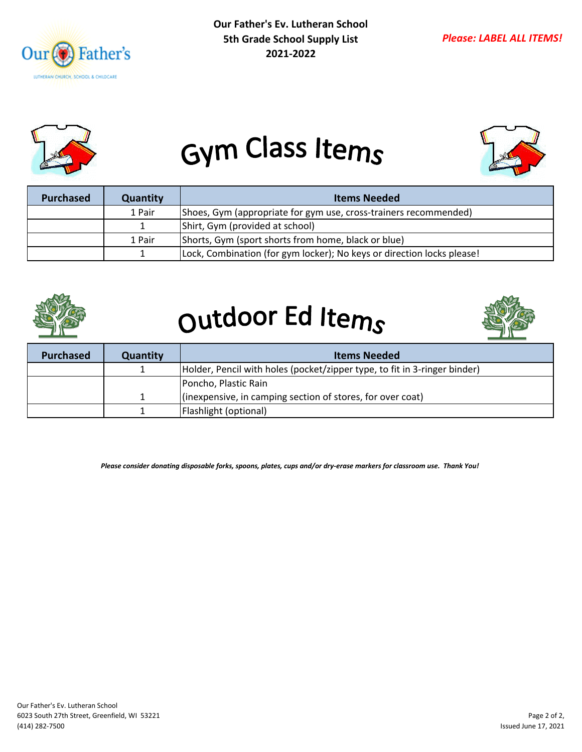**Our Father's Ev. Lutheran School**
**5th Grade School Supply List**
**2021-2022**

***Please: LABEL ALL ITEMS!***

# Gym Class Items

| Purchased | Quantity | Items Needed |
|---|---|---|
| | 1 Pair | Shoes, Gym (appropriate for gym use, cross-trainers recommended) |
| | 1 | Shirt, Gym (provided at school) |
| | 1 Pair | Shorts, Gym (sport shorts from home, black or blue) |
| | 1 | Lock, Combination (for gym locker); No keys or direction locks please! |

# Outdoor Ed Items

| Purchased | Quantity | Items Needed |
|---|---|---|
| | 1 | Holder, Pencil with holes (pocket/zipper type, to fit in 3-ringer binder) |
| | 1 | Poncho, Plastic Rain (inexpensive, in camping section of stores, for over coat) |
| | 1 | Flashlight (optional) |

***Please consider donating disposable forks, spoons, plates, cups and/or dry-erase markers for classroom use. Thank You!***

Our Father's Ev. Lutheran School
6023 South 27th Street, Greenfield, WI 53221
(414) 282-7500

Issued June 17, 2021